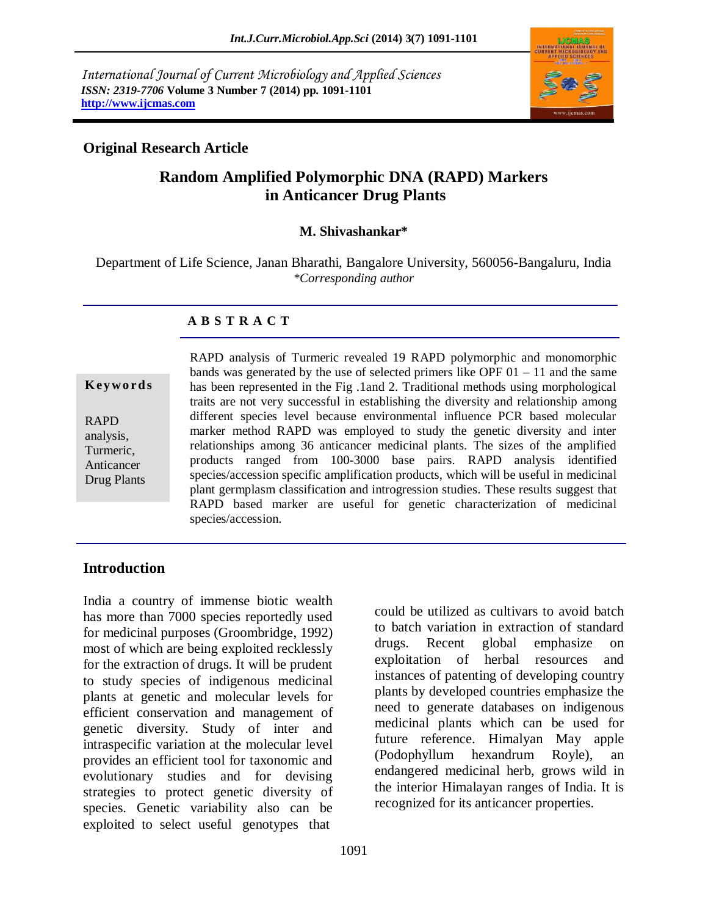*International Journal of Current Microbiology and Applied Sciences*
***ISSN: 2319-7706*** **Volume 3 Number 7 (2014) pp. 1091-1101**
**http://www.ijcmas.com**

**Original Research Article**

# Random Amplified Polymorphic DNA (RAPD) Markers in Anticancer Drug Plants

**M. Shivashankar***

Department of Life Science, Janan Bharathi, Bangalore University, 560056-Bangaluru, India
*\*Corresponding author*

**A B S T R A C T**

**Keywords**

RAPD analysis, Turmeric, Anticancer Drug Plants

RAPD analysis of Turmeric revealed 19 RAPD polymorphic and monomorphic bands was generated by the use of selected primers like OPF 01 – 11 and the same has been represented in the Fig .1and 2. Traditional methods using morphological traits are not very successful in establishing the diversity and relationship among different species level because environmental influence PCR based molecular marker method RAPD was employed to study the genetic diversity and inter relationships among 36 anticancer medicinal plants. The sizes of the amplified products ranged from 100-3000 base pairs. RAPD analysis identified species/accession specific amplification products, which will be useful in medicinal plant germplasm classification and introgression studies. These results suggest that RAPD based marker are useful for genetic characterization of medicinal species/accession.

## Introduction

India a country of immense biotic wealth has more than 7000 species reportedly used for medicinal purposes (Groombridge, 1992) most of which are being exploited recklessly for the extraction of drugs. It will be prudent to study species of indigenous medicinal plants at genetic and molecular levels for efficient conservation and management of genetic diversity. Study of inter and intraspecific variation at the molecular level provides an efficient tool for taxonomic and evolutionary studies and for devising strategies to protect genetic diversity of species. Genetic variability also can be exploited to select useful genotypes that could be utilized as cultivars to avoid batch to batch variation in extraction of standard drugs. Recent global emphasize on exploitation of herbal resources and instances of patenting of developing country plants by developed countries emphasize the need to generate databases on indigenous medicinal plants which can be used for future reference. Himalyan May apple (Podophyllum hexandrum Royle), an endangered medicinal herb, grows wild in the interior Himalayan ranges of India. It is recognized for its anticancer properties.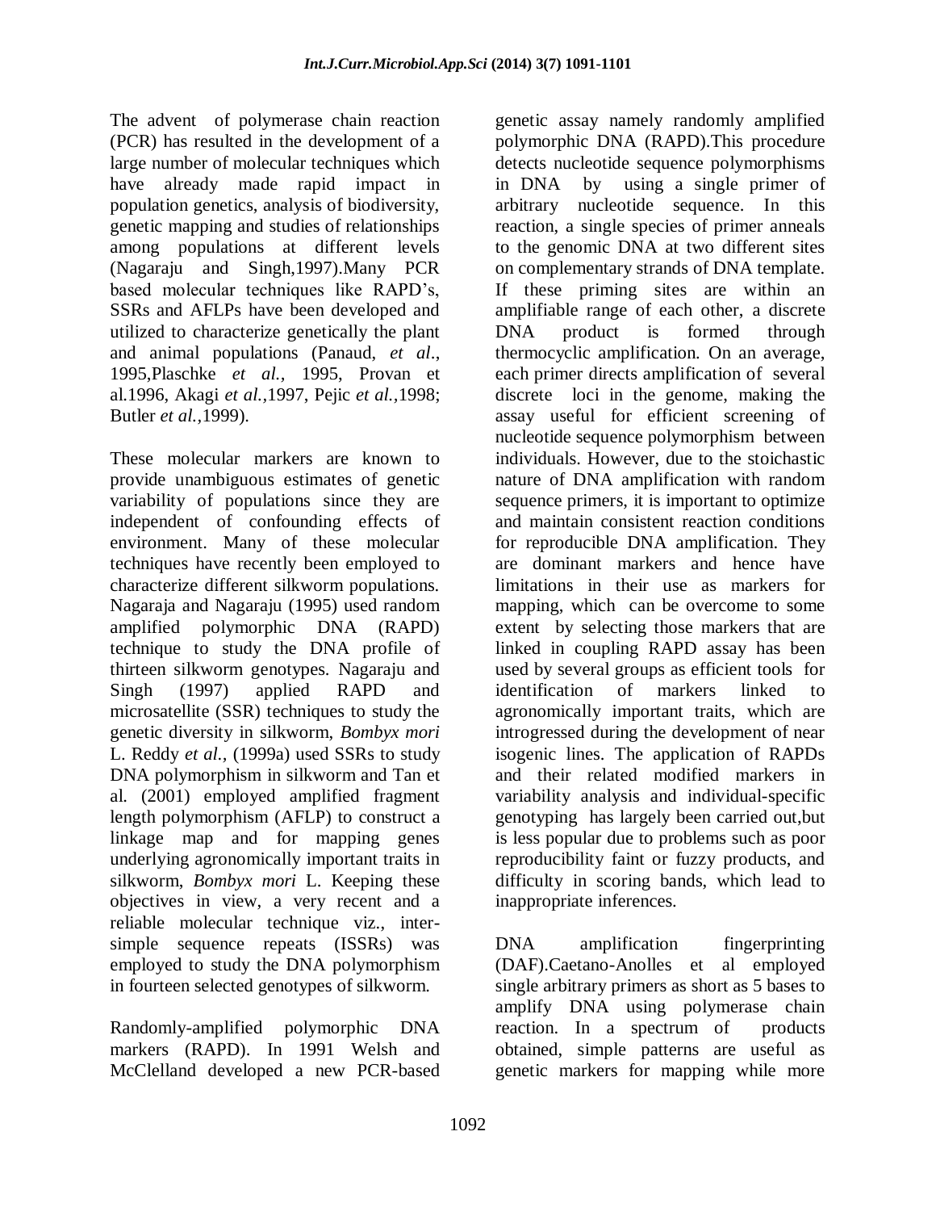The advent of polymerase chain reaction (PCR) has resulted in the development of a large number of molecular techniques which have already made rapid impact in population genetics, analysis of biodiversity, genetic mapping and studies of relationships among populations at different levels (Nagaraju and Singh,1997).Many PCR based molecular techniques like RAPD's, SSRs and AFLPs have been developed and utilized to characterize genetically the plant and animal populations (Panaud, *et al.*, 1995,Plaschke *et al.*, 1995, Provan et al.1996, Akagi *et al.*,1997, Pejic *et al.*,1998; Butler *et al.*,1999).

These molecular markers are known to provide unambiguous estimates of genetic variability of populations since they are independent of confounding effects of environment. Many of these molecular techniques have recently been employed to characterize different silkworm populations. Nagaraja and Nagaraju (1995) used random amplified polymorphic DNA (RAPD) technique to study the DNA profile of thirteen silkworm genotypes. Nagaraju and Singh (1997) applied RAPD and microsatellite (SSR) techniques to study the genetic diversity in silkworm, *Bombyx mori* L. Reddy *et al.*, (1999a) used SSRs to study DNA polymorphism in silkworm and Tan et al. (2001) employed amplified fragment length polymorphism (AFLP) to construct a linkage map and for mapping genes underlying agronomically important traits in silkworm, *Bombyx mori* L. Keeping these objectives in view, a very recent and a reliable molecular technique viz., inter-simple sequence repeats (ISSRs) was employed to study the DNA polymorphism in fourteen selected genotypes of silkworm.

Randomly-amplified polymorphic DNA markers (RAPD). In 1991 Welsh and McClelland developed a new PCR-based genetic assay namely randomly amplified polymorphic DNA (RAPD).This procedure detects nucleotide sequence polymorphisms in DNA by using a single primer of arbitrary nucleotide sequence. In this reaction, a single species of primer anneals to the genomic DNA at two different sites on complementary strands of DNA template. If these priming sites are within an amplifiable range of each other, a discrete DNA product is formed through thermocyclic amplification. On an average, each primer directs amplification of several discrete loci in the genome, making the assay useful for efficient screening of nucleotide sequence polymorphism between individuals. However, due to the stoichastic nature of DNA amplification with random sequence primers, it is important to optimize and maintain consistent reaction conditions for reproducible DNA amplification. They are dominant markers and hence have limitations in their use as markers for mapping, which can be overcome to some extent by selecting those markers that are linked in coupling RAPD assay has been used by several groups as efficient tools for identification of markers linked to agronomically important traits, which are introgressed during the development of near isogenic lines. The application of RAPDs and their related modified markers in variability analysis and individual-specific genotyping has largely been carried out,but is less popular due to problems such as poor reproducibility faint or fuzzy products, and difficulty in scoring bands, which lead to inappropriate inferences.

DNA amplification fingerprinting (DAF).Caetano-Anolles et al employed single arbitrary primers as short as 5 bases to amplify DNA using polymerase chain reaction. In a spectrum of products obtained, simple patterns are useful as genetic markers for mapping while more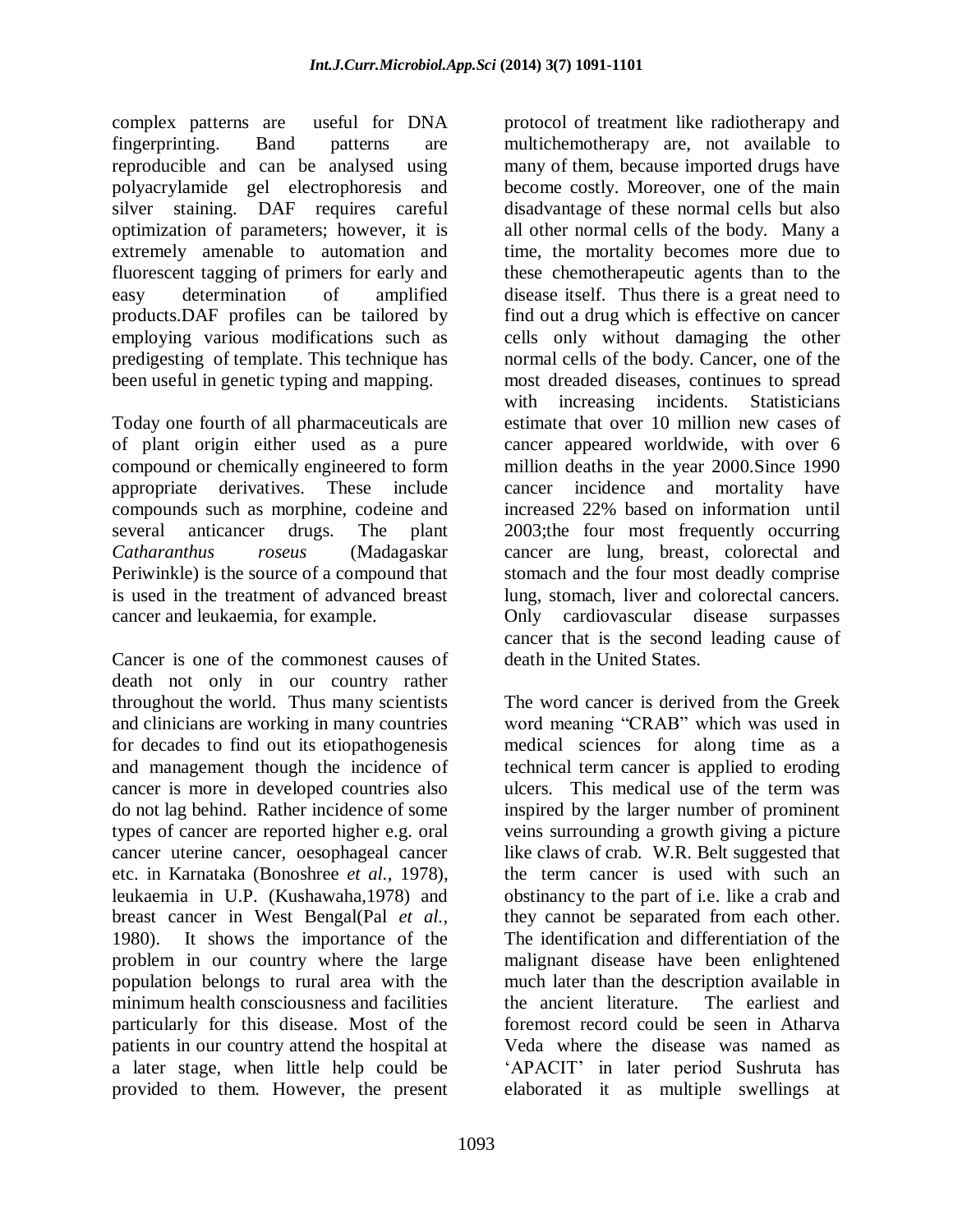complex patterns are useful for DNA fingerprinting. Band patterns are reproducible and can be analysed using polyacrylamide gel electrophoresis and silver staining. DAF requires careful optimization of parameters; however, it is extremely amenable to automation and fluorescent tagging of primers for early and easy determination of amplified products.DAF profiles can be tailored by employing various modifications such as predigesting of template. This technique has been useful in genetic typing and mapping.

Today one fourth of all pharmaceuticals are of plant origin either used as a pure compound or chemically engineered to form appropriate derivatives. These include compounds such as morphine, codeine and several anticancer drugs. The plant *Catharanthus roseus* (Madagaskar Periwinkle) is the source of a compound that is used in the treatment of advanced breast cancer and leukaemia, for example.

Cancer is one of the commonest causes of death not only in our country rather throughout the world. Thus many scientists and clinicians are working in many countries for decades to find out its etiopathogenesis and management though the incidence of cancer is more in developed countries also do not lag behind. Rather incidence of some types of cancer are reported higher e.g. oral cancer uterine cancer, oesophageal cancer etc. in Karnataka (Bonoshree *et al.,* 1978), leukaemia in U.P. (Kushawaha,1978) and breast cancer in West Bengal(Pal *et al.,* 1980). It shows the importance of the problem in our country where the large population belongs to rural area with the minimum health consciousness and facilities particularly for this disease. Most of the patients in our country attend the hospital at a later stage, when little help could be provided to them. However, the present protocol of treatment like radiotherapy and multichemotherapy are, not available to many of them, because imported drugs have become costly. Moreover, one of the main disadvantage of these normal cells but also all other normal cells of the body. Many a time, the mortality becomes more due to these chemotherapeutic agents than to the disease itself. Thus there is a great need to find out a drug which is effective on cancer cells only without damaging the other normal cells of the body. Cancer, one of the most dreaded diseases, continues to spread with increasing incidents. Statisticians estimate that over 10 million new cases of cancer appeared worldwide, with over 6 million deaths in the year 2000.Since 1990 cancer incidence and mortality have increased 22% based on information until 2003;the four most frequently occurring cancer are lung, breast, colorectal and stomach and the four most deadly comprise lung, stomach, liver and colorectal cancers. Only cardiovascular disease surpasses cancer that is the second leading cause of death in the United States.

The word cancer is derived from the Greek word meaning "CRAB" which was used in medical sciences for along time as a technical term cancer is applied to eroding ulcers. This medical use of the term was inspired by the larger number of prominent veins surrounding a growth giving a picture like claws of crab. W.R. Belt suggested that the term cancer is used with such an obstinancy to the part of i.e. like a crab and they cannot be separated from each other. The identification and differentiation of the malignant disease have been enlightened much later than the description available in the ancient literature. The earliest and foremost record could be seen in Atharva Veda where the disease was named as 'APACIT' in later period Sushruta has elaborated it as multiple swellings at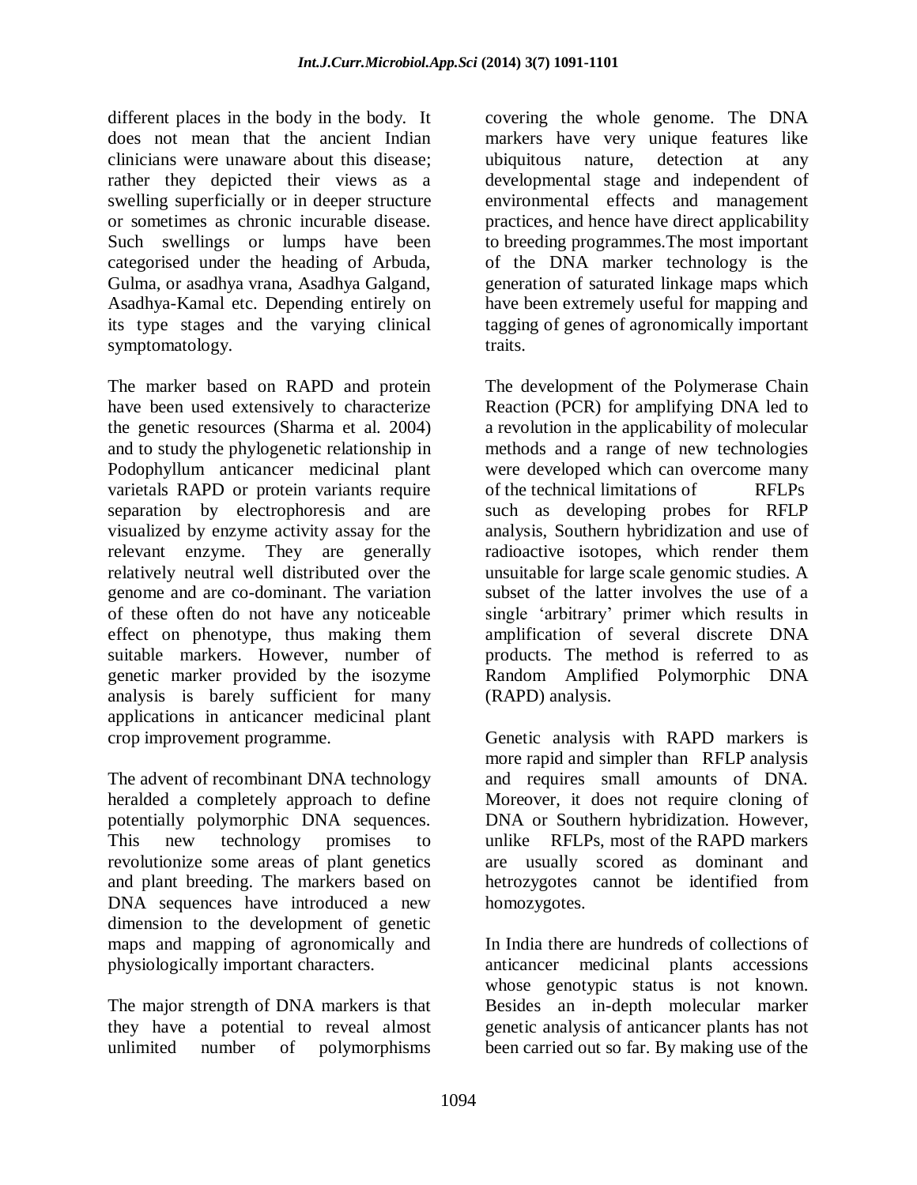different places in the body in the body. It does not mean that the ancient Indian clinicians were unaware about this disease; rather they depicted their views as a swelling superficially or in deeper structure or sometimes as chronic incurable disease. Such swellings or lumps have been categorised under the heading of Arbuda, Gulma, or asadhya vrana, Asadhya Galgand, Asadhya-Kamal etc. Depending entirely on its type stages and the varying clinical symptomatology.

The marker based on RAPD and protein have been used extensively to characterize the genetic resources (Sharma et al. 2004) and to study the phylogenetic relationship in Podophyllum anticancer medicinal plant varietals RAPD or protein variants require separation by electrophoresis and are visualized by enzyme activity assay for the relevant enzyme. They are generally relatively neutral well distributed over the genome and are co-dominant. The variation of these often do not have any noticeable effect on phenotype, thus making them suitable markers. However, number of genetic marker provided by the isozyme analysis is barely sufficient for many applications in anticancer medicinal plant crop improvement programme.

The advent of recombinant DNA technology heralded a completely approach to define potentially polymorphic DNA sequences. This new technology promises to revolutionize some areas of plant genetics and plant breeding. The markers based on DNA sequences have introduced a new dimension to the development of genetic maps and mapping of agronomically and physiologically important characters.

The major strength of DNA markers is that they have a potential to reveal almost unlimited number of polymorphisms covering the whole genome. The DNA markers have very unique features like ubiquitous nature, detection at any developmental stage and independent of environmental effects and management practices, and hence have direct applicability to breeding programmes.The most important of the DNA marker technology is the generation of saturated linkage maps which have been extremely useful for mapping and tagging of genes of agronomically important traits.

The development of the Polymerase Chain Reaction (PCR) for amplifying DNA led to a revolution in the applicability of molecular methods and a range of new technologies were developed which can overcome many of the technical limitations of RFLPs such as developing probes for RFLP analysis, Southern hybridization and use of radioactive isotopes, which render them unsuitable for large scale genomic studies. A subset of the latter involves the use of a single 'arbitrary' primer which results in amplification of several discrete DNA products. The method is referred to as Random Amplified Polymorphic DNA (RAPD) analysis.

Genetic analysis with RAPD markers is more rapid and simpler than RFLP analysis and requires small amounts of DNA. Moreover, it does not require cloning of DNA or Southern hybridization. However, unlike RFLPs, most of the RAPD markers are usually scored as dominant and hetrozygotes cannot be identified from homozygotes.

In India there are hundreds of collections of anticancer medicinal plants accessions whose genotypic status is not known. Besides an in-depth molecular marker genetic analysis of anticancer plants has not been carried out so far. By making use of the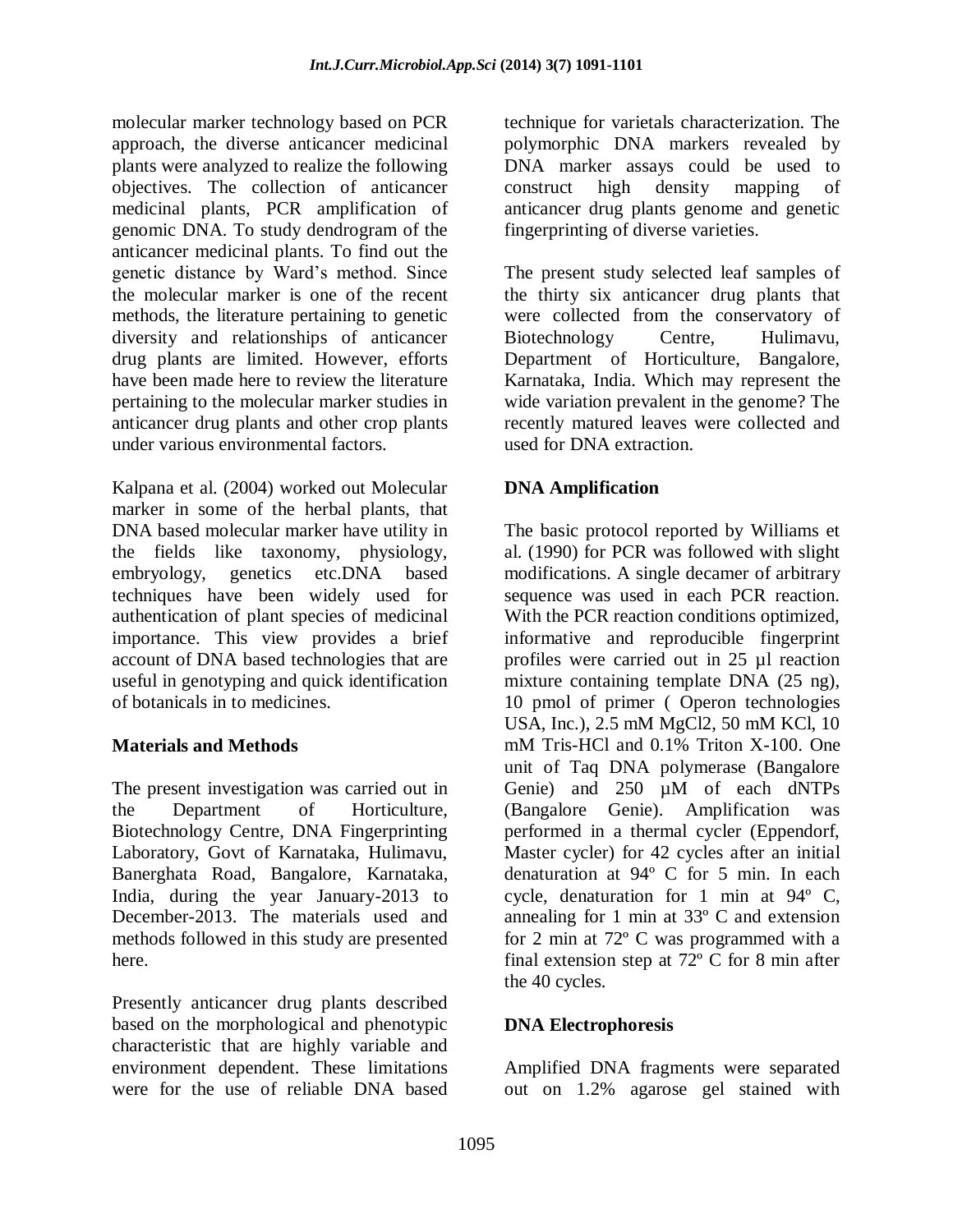molecular marker technology based on PCR approach, the diverse anticancer medicinal plants were analyzed to realize the following objectives. The collection of anticancer medicinal plants, PCR amplification of genomic DNA. To study dendrogram of the anticancer medicinal plants. To find out the genetic distance by Ward's method. Since the molecular marker is one of the recent methods, the literature pertaining to genetic diversity and relationships of anticancer drug plants are limited. However, efforts have been made here to review the literature pertaining to the molecular marker studies in anticancer drug plants and other crop plants under various environmental factors.

Kalpana et al. (2004) worked out Molecular marker in some of the herbal plants, that DNA based molecular marker have utility in the fields like taxonomy, physiology, embryology, genetics etc.DNA based techniques have been widely used for authentication of plant species of medicinal importance. This view provides a brief account of DNA based technologies that are useful in genotyping and quick identification of botanicals in to medicines.

## Materials and Methods

The present investigation was carried out in the Department of Horticulture, Biotechnology Centre, DNA Fingerprinting Laboratory, Govt of Karnataka, Hulimavu, Banerghata Road, Bangalore, Karnataka, India, during the year January-2013 to December-2013. The materials used and methods followed in this study are presented here.

Presently anticancer drug plants described based on the morphological and phenotypic characteristic that are highly variable and environment dependent. These limitations were for the use of reliable DNA based technique for varietals characterization. The polymorphic DNA markers revealed by DNA marker assays could be used to construct high density mapping of anticancer drug plants genome and genetic fingerprinting of diverse varieties.

The present study selected leaf samples of the thirty six anticancer drug plants that were collected from the conservatory of Biotechnology Centre, Hulimavu, Department of Horticulture, Bangalore, Karnataka, India. Which may represent the wide variation prevalent in the genome? The recently matured leaves were collected and used for DNA extraction.

### DNA Amplification

The basic protocol reported by Williams et al. (1990) for PCR was followed with slight modifications. A single decamer of arbitrary sequence was used in each PCR reaction. With the PCR reaction conditions optimized, informative and reproducible fingerprint profiles were carried out in 25 µl reaction mixture containing template DNA (25 ng), 10 pmol of primer ( Operon technologies USA, Inc.), 2.5 mM $MgCl_2$, 50 mM KCl, 10 mM Tris-HCl and 0.1% Triton X-100. One unit of Taq DNA polymerase (Bangalore Genie) and 250 µM of each dNTPs (Bangalore Genie). Amplification was performed in a thermal cycler (Eppendorf, Master cycler) for 42 cycles after an initial denaturation at 94º C for 5 min. In each cycle, denaturation for 1 min at 94º C, annealing for 1 min at 33º C and extension for 2 min at 72º C was programmed with a final extension step at 72º C for 8 min after the 40 cycles.

### DNA Electrophoresis

Amplified DNA fragments were separated out on 1.2% agarose gel stained with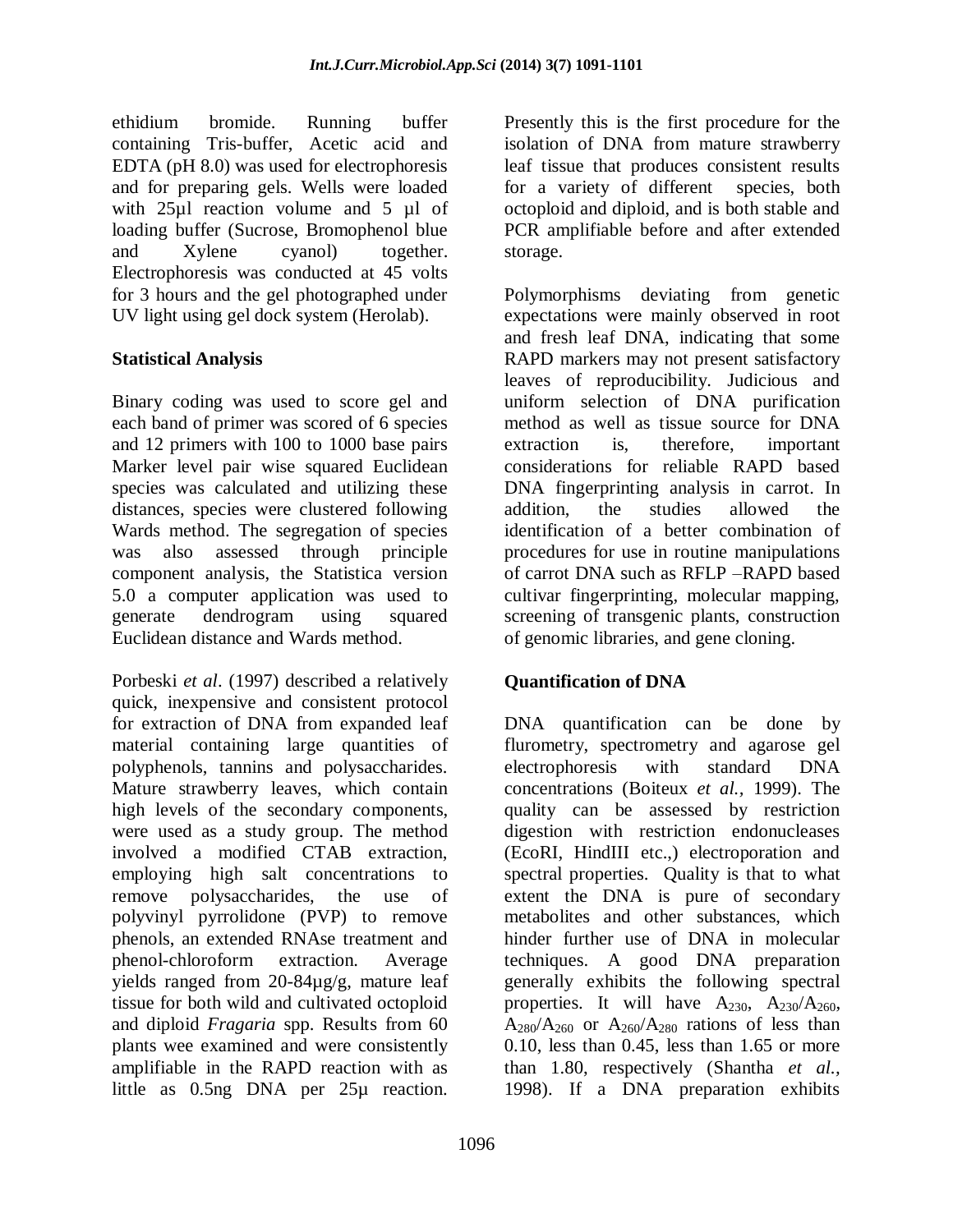ethidium bromide. Running buffer containing Tris-buffer, Acetic acid and EDTA (pH 8.0) was used for electrophoresis and for preparing gels. Wells were loaded with 25µl reaction volume and 5 µl of loading buffer (Sucrose, Bromophenol blue and Xylene cyanol) together. Electrophoresis was conducted at 45 volts for 3 hours and the gel photographed under UV light using gel dock system (Herolab).

## Statistical Analysis

Binary coding was used to score gel and each band of primer was scored of 6 species and 12 primers with 100 to 1000 base pairs Marker level pair wise squared Euclidean species was calculated and utilizing these distances, species were clustered following Wards method. The segregation of species was also assessed through principle component analysis, the Statistica version 5.0 a computer application was used to generate dendrogram using squared Euclidean distance and Wards method.

Porbeski *et al*. (1997) described a relatively quick, inexpensive and consistent protocol for extraction of DNA from expanded leaf material containing large quantities of polyphenols, tannins and polysaccharides. Mature strawberry leaves, which contain high levels of the secondary components, were used as a study group. The method involved a modified CTAB extraction, employing high salt concentrations to remove polysaccharides, the use of polyvinyl pyrrolidone (PVP) to remove phenols, an extended RNAse treatment and phenol-chloroform extraction. Average yields ranged from 20-84µg/g, mature leaf tissue for both wild and cultivated octoploid and diploid *Fragaria* spp. Results from 60 plants wee examined and were consistently amplifiable in the RAPD reaction with as little as 0.5ng DNA per 25µ reaction. Presently this is the first procedure for the isolation of DNA from mature strawberry leaf tissue that produces consistent results for a variety of different species, both octoploid and diploid, and is both stable and PCR amplifiable before and after extended storage.

Polymorphisms deviating from genetic expectations were mainly observed in root and fresh leaf DNA, indicating that some RAPD markers may not present satisfactory leaves of reproducibility. Judicious and uniform selection of DNA purification method as well as tissue source for DNA extraction is, therefore, important considerations for reliable RAPD based DNA fingerprinting analysis in carrot. In addition, the studies allowed the identification of a better combination of procedures for use in routine manipulations of carrot DNA such as RFLP –RAPD based cultivar fingerprinting, molecular mapping, screening of transgenic plants, construction of genomic libraries, and gene cloning.

## Quantification of DNA

DNA quantification can be done by flurometry, spectrometry and agarose gel electrophoresis with standard DNA concentrations (Boiteux *et al.*, 1999). The quality can be assessed by restriction digestion with restriction endonucleases (EcoRI, HindIII etc.,) electroporation and spectral properties. Quality is that to what extent the DNA is pure of secondary metabolites and other substances, which hinder further use of DNA in molecular techniques. A good DNA preparation generally exhibits the following spectral properties. It will have $A_{230}$, $A_{230}/A_{260}$, $A_{280}/A_{260}$ or $A_{260}/A_{280}$ rations of less than 0.10, less than 0.45, less than 1.65 or more than 1.80, respectively (Shantha *et al.*, 1998). If a DNA preparation exhibits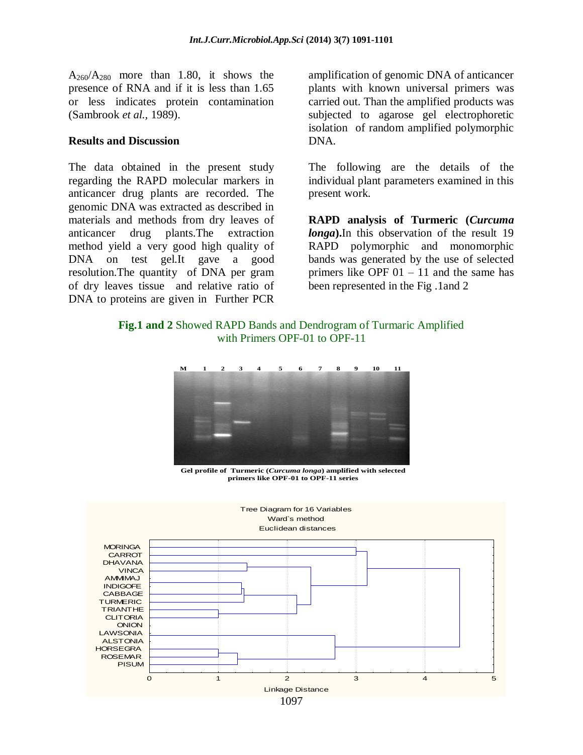$A_{260}/A_{280}$ more than 1.80, it shows the presence of RNA and if it is less than 1.65 or less indicates protein contamination (Sambrook *et al.,* 1989).

## Results and Discussion

The data obtained in the present study regarding the RAPD molecular markers in anticancer drug plants are recorded. The genomic DNA was extracted as described in materials and methods from dry leaves of anticancer drug plants.The extraction method yield a very good high quality of DNA on test gel.It gave a good resolution.The quantity of DNA per gram of dry leaves tissue and relative ratio of DNA to proteins are given in Further PCR amplification of genomic DNA of anticancer plants with known universal primers was carried out. Than the amplified products was subjected to agarose gel electrophoretic isolation of random amplified polymorphic DNA.

The following are the details of the individual plant parameters examined in this present work.

**RAPD analysis of Turmeric (*Curcuma longa*).**In this observation of the result 19 RAPD polymorphic and monomorphic bands was generated by the use of selected primers like OPF 01 – 11 and the same has been represented in the Fig .1and 2

**Fig.1 and 2** Showed RAPD Bands and Dendrogram of Turmaric Amplified with Primers OPF-01 to OPF-11

**Gel profile of Turmeric (*Curcuma longa*) amplified with selected primers like OPF-01 to OPF-11 series**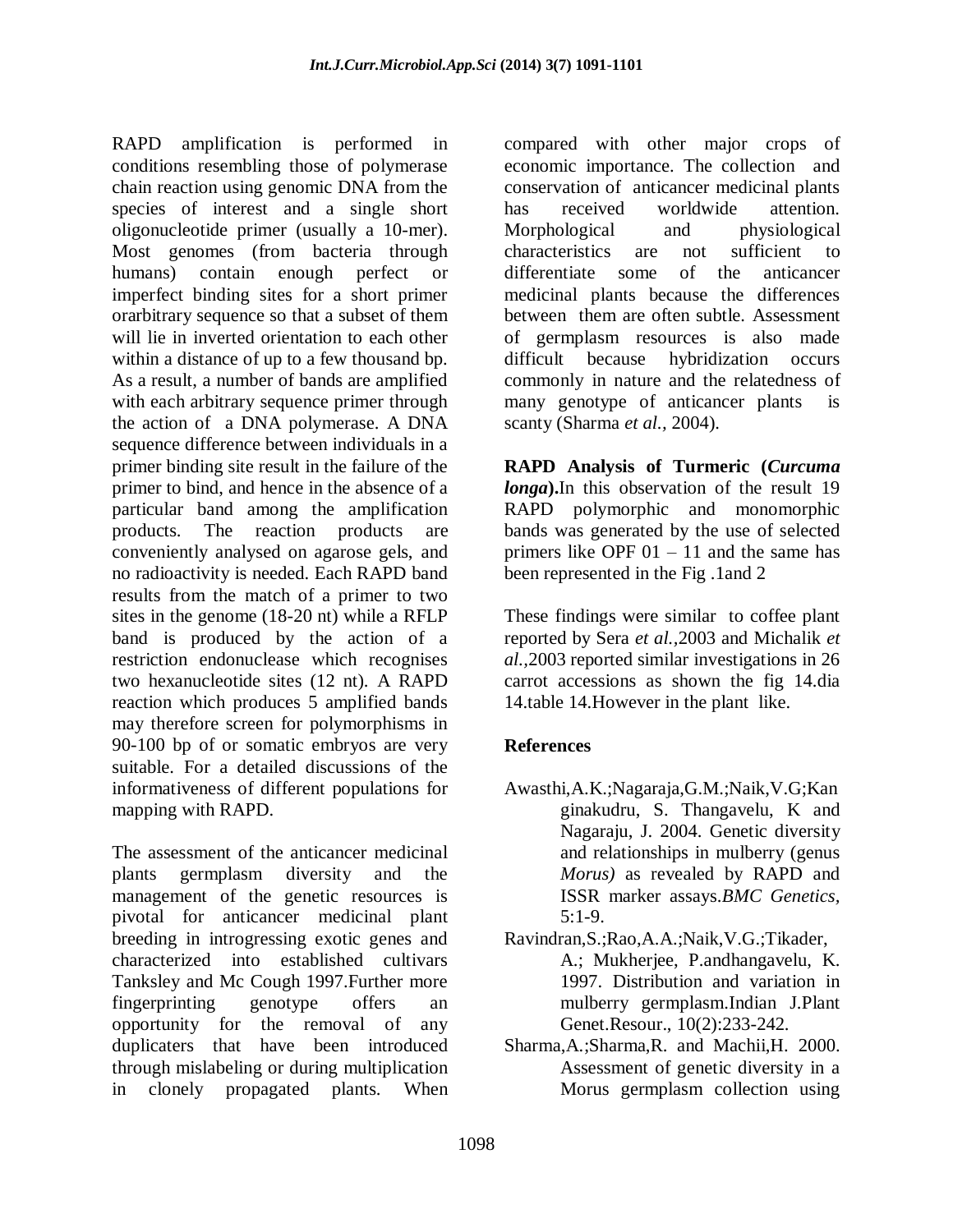RAPD amplification is performed in conditions resembling those of polymerase chain reaction using genomic DNA from the species of interest and a single short oligonucleotide primer (usually a 10-mer). Most genomes (from bacteria through humans) contain enough perfect or imperfect binding sites for a short primer orarbitrary sequence so that a subset of them will lie in inverted orientation to each other within a distance of up to a few thousand bp. As a result, a number of bands are amplified with each arbitrary sequence primer through the action of a DNA polymerase. A DNA sequence difference between individuals in a primer binding site result in the failure of the primer to bind, and hence in the absence of a particular band among the amplification products. The reaction products are conveniently analysed on agarose gels, and no radioactivity is needed. Each RAPD band results from the match of a primer to two sites in the genome (18-20 nt) while a RFLP band is produced by the action of a restriction endonuclease which recognises two hexanucleotide sites (12 nt). A RAPD reaction which produces 5 amplified bands may therefore screen for polymorphisms in 90-100 bp of or somatic embryos are very suitable. For a detailed discussions of the informativeness of different populations for mapping with RAPD.

The assessment of the anticancer medicinal plants germplasm diversity and the management of the genetic resources is pivotal for anticancer medicinal plant breeding in introgressing exotic genes and characterized into established cultivars Tanksley and Mc Cough 1997.Further more fingerprinting genotype offers an opportunity for the removal of any duplicaters that have been introduced through mislabeling or during multiplication in clonely propagated plants. When compared with other major crops of economic importance. The collection and conservation of anticancer medicinal plants has received worldwide attention. Morphological and physiological characteristics are not sufficient to differentiate some of the anticancer medicinal plants because the differences between them are often subtle. Assessment of germplasm resources is also made difficult because hybridization occurs commonly in nature and the relatedness of many genotype of anticancer plants is scanty (Sharma *et al.*, 2004).

**RAPD Analysis of Turmeric (*Curcuma longa*).**In this observation of the result 19 RAPD polymorphic and monomorphic bands was generated by the use of selected primers like OPF 01 – 11 and the same has been represented in the Fig .1and 2

These findings were similar to coffee plant reported by Sera *et al.*,2003 and Michalik *et al.*,2003 reported similar investigations in 26 carrot accessions as shown the fig 14.dia 14.table 14.However in the plant like.

## References

Awasthi,A.K.;Nagaraja,G.M.;Naik,V.G;Kanginakudru, S. Thangavelu, K and Nagaraju, J. 2004. Genetic diversity and relationships in mulberry (genus *Morus)* as revealed by RAPD and ISSR marker assays.*BMC Genetics*, 5:1-9.

Ravindran,S.;Rao,A.A.;Naik,V.G.;Tikader, A.; Mukherjee, P.andhangavelu, K. 1997. Distribution and variation in mulberry germplasm.Indian J.Plant Genet.Resour., 10(2):233-242.

Sharma,A.;Sharma,R. and Machii,H. 2000. Assessment of genetic diversity in a Morus germplasm collection using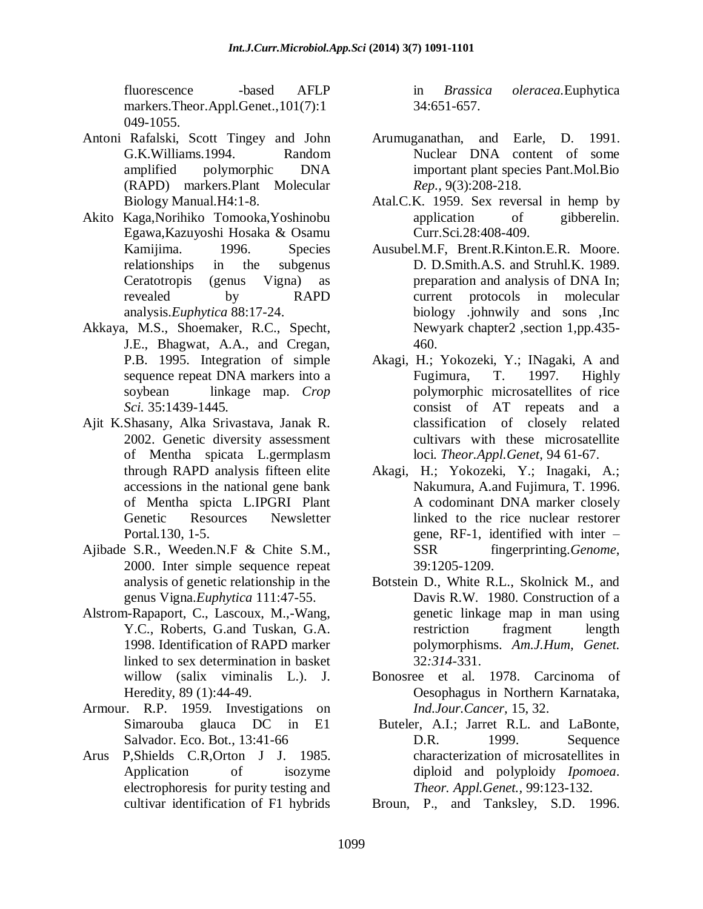fluorescence -based AFLP markers.Theor.Appl.Genet.,101(7):1 049-1055.

Antoni Rafalski, Scott Tingey and John G.K.Williams.1994. Random amplified polymorphic DNA (RAPD) markers.Plant Molecular Biology Manual.H4:1-8.

Akito Kaga,Norihiko Tomooka,Yoshinobu Egawa,Kazuyoshi Hosaka & Osamu Kamijima. 1996. Species relationships in the subgenus Ceratotropis (genus Vigna) as revealed by RAPD analysis.*Euphytica* 88:17-24.

Akkaya, M.S., Shoemaker, R.C., Specht, J.E., Bhagwat, A.A., and Cregan, P.B. 1995. Integration of simple sequence repeat DNA markers into a soybean linkage map. *Crop Sci.* 35:1439-1445.

Ajit K.Shasany, Alka Srivastava, Janak R. 2002. Genetic diversity assessment of Mentha spicata L.germplasm through RAPD analysis fifteen elite accessions in the national gene bank of Mentha spicta L.IPGRI Plant Genetic Resources Newsletter Portal.130, 1-5.

Ajibade S.R., Weeden.N.F & Chite S.M., 2000. Inter simple sequence repeat analysis of genetic relationship in the genus Vigna.*Euphytica* 111:47-55.

Alstrom-Rapaport, C., Lascoux, M.,-Wang, Y.C., Roberts, G.and Tuskan, G.A. 1998. Identification of RAPD marker linked to sex determination in basket willow (salix viminalis L.). J. Heredity, 89 (1):44-49.

Armour. R.P. 1959. Investigations on Simarouba glauca DC in E1 Salvador. Eco. Bot., 13:41-66

Arus P,Shields C.R,Orton J J. 1985. Application of isozyme electrophoresis for purity testing and cultivar identification of F1 hybrids in *Brassica oleracea.*Euphytica 34:651-657.

Arumuganathan, and Earle, D. 1991. Nuclear DNA content of some important plant species Pant.Mol.Bio *Rep.,* 9(3):208-218.

Atal.C.K. 1959. Sex reversal in hemp by application of gibberelin. Curr.Sci.28:408-409.

Ausubel.M.F, Brent.R.Kinton.E.R. Moore. D. D.Smith.A.S. and Struhl.K. 1989. preparation and analysis of DNA In; current protocols in molecular biology .johnwily and sons ,Inc Newyark chapter2 ,section 1,pp.435-460.

Akagi, H.; Yokozeki, Y.; INagaki, A and Fugimura, T. 1997. Highly polymorphic microsatellites of rice consist of AT repeats and a classification of closely related cultivars with these microsatellite loci. *Theor.Appl.Genet*, 94 61-67.

Akagi, H.; Yokozeki, Y.; Inagaki, A.; Nakumura, A.and Fujimura, T. 1996. A codominant DNA marker closely linked to the rice nuclear restorer gene, RF-1, identified with inter – SSR fingerprinting.*Genome*, 39:1205-1209.

Botstein D., White R.L., Skolnick M., and Davis R.W. 1980. Construction of a genetic linkage map in man using restriction fragment length polymorphisms. *Am.J.Hum, Genet.* 32*:314*-331.

Bonosree et al. 1978. Carcinoma of Oesophagus in Northern Karnataka, *Ind.Jour.Cancer,* 15, 32.

Buteler, A.I.; Jarret R.L. and LaBonte, D.R. 1999. Sequence characterization of microsatellites in diploid and polyploidy *Ipomoea*. *Theor. Appl.Genet.,* 99:123-132.

Broun, P., and Tanksley, S.D. 1996.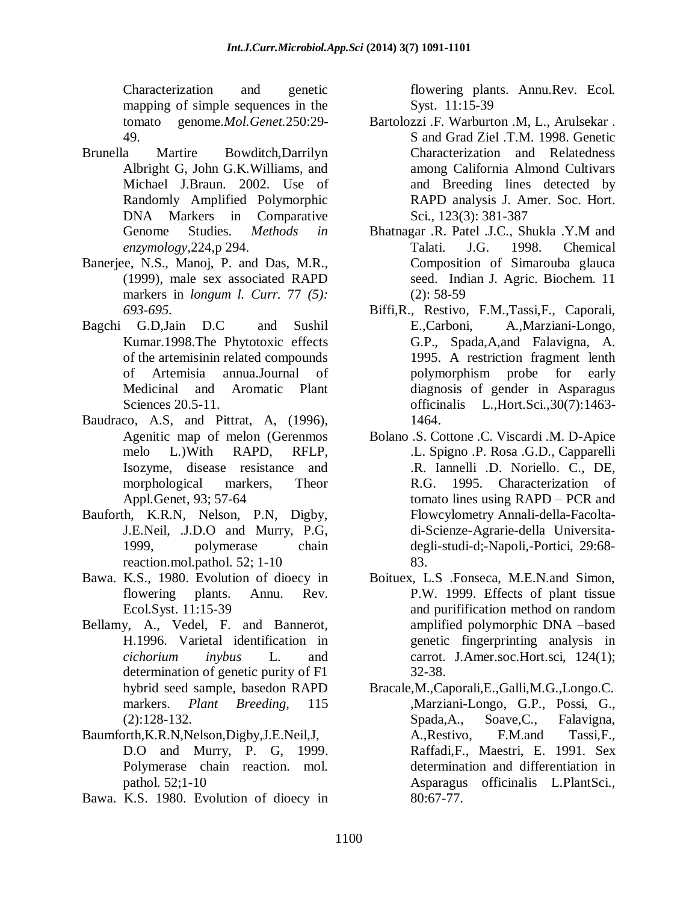Characterization and genetic mapping of simple sequences in the tomato genome.*Mol.Genet.*250:29-49.

Brunella Martire Bowditch,Darrilyn Albright G, John G.K.Williams, and Michael J.Braun. 2002. Use of Randomly Amplified Polymorphic DNA Markers in Comparative Genome Studies. *Methods in enzymology*,224,p 294.

Banerjee, N.S., Manoj, P. and Das, M.R., (1999), male sex associated RAPD markers in *longum l. Curr.* 77 *(5): 693-695.*

Bagchi G.D,Jain D.C and Sushil Kumar.1998.The Phytotoxic effects of the artemisinin related compounds of Artemisia annua.Journal of Medicinal and Aromatic Plant Sciences 20.5-11.

Baudraco, A.S, and Pittrat, A, (1996), Agenitic map of melon (Gerenmos melo L.)With RAPD, RFLP, Isozyme, disease resistance and morphological markers, Theor Appl.Genet, 93; 57-64

Bauforth, K.R.N, Nelson, P.N, Digby, J.E.Neil, .J.D.O and Murry, P.G, 1999, polymerase chain reaction.mol.pathol. 52; 1-10

Bawa. K.S., 1980. Evolution of dioecy in flowering plants. Annu. Rev. Ecol.Syst. 11:15-39

Bellamy, A., Vedel, F. and Bannerot, H.1996. Varietal identification in *cichorium inybus* L. and determination of genetic purity of F1 hybrid seed sample, basedon RAPD markers. *Plant Breeding,* 115 (2):128-132.

Baumforth,K.R.N,Nelson,Digby,J.E.Neil,J, D.O and Murry, P. G, 1999. Polymerase chain reaction. mol. pathol. 52;1-10

Bawa. K.S. 1980. Evolution of dioecy in flowering plants. Annu.Rev. Ecol. Syst. 11:15-39

Bartolozzi .F. Warburton .M, L., Arulsekar . S and Grad Ziel .T.M. 1998. Genetic Characterization and Relatedness among California Almond Cultivars and Breeding lines detected by RAPD analysis J. Amer. Soc. Hort. Sci., 123(3): 381-387

Bhatnagar .R. Patel .J.C., Shukla .Y.M and Talati. J.G. 1998. Chemical Composition of Simarouba glauca seed. Indian J. Agric. Biochem. 11 (2): 58-59

Biffi,R., Restivo, F.M.,Tassi,F., Caporali, E.,Carboni, A.,Marziani-Longo, G.P., Spada,A,and Falavigna, A. 1995. A restriction fragment lenth polymorphism probe for early diagnosis of gender in Asparagus officinalis L.,Hort.Sci.,30(7):1463-1464.

Bolano .S. Cottone .C. Viscardi .M. D-Apice .L. Spigno .P. Rosa .G.D., Capparelli .R. Iannelli .D. Noriello. C., DE, R.G. 1995. Characterization of tomato lines using RAPD – PCR and Flowcylometry Annali-della-Facolta-di-Scienze-Agrarie-della Universita-degli-studi-d;-Napoli,-Portici, 29:68-83.

Boituex, L.S .Fonseca, M.E.N.and Simon, P.W. 1999. Effects of plant tissue and purifification method on random amplified polymorphic DNA –based genetic fingerprinting analysis in carrot. J.Amer.soc.Hort.sci, 124(1); 32-38.

Bracale,M.,Caporali,E.,Galli,M.G.,Longo.C. ,Marziani-Longo, G.P., Possi, G., Spada,A., Soave,C., Falavigna, A.,Restivo, F.M.and Tassi,F., Raffadi,F., Maestri, E. 1991. Sex determination and differentiation in Asparagus officinalis L.PlantSci., 80:67-77.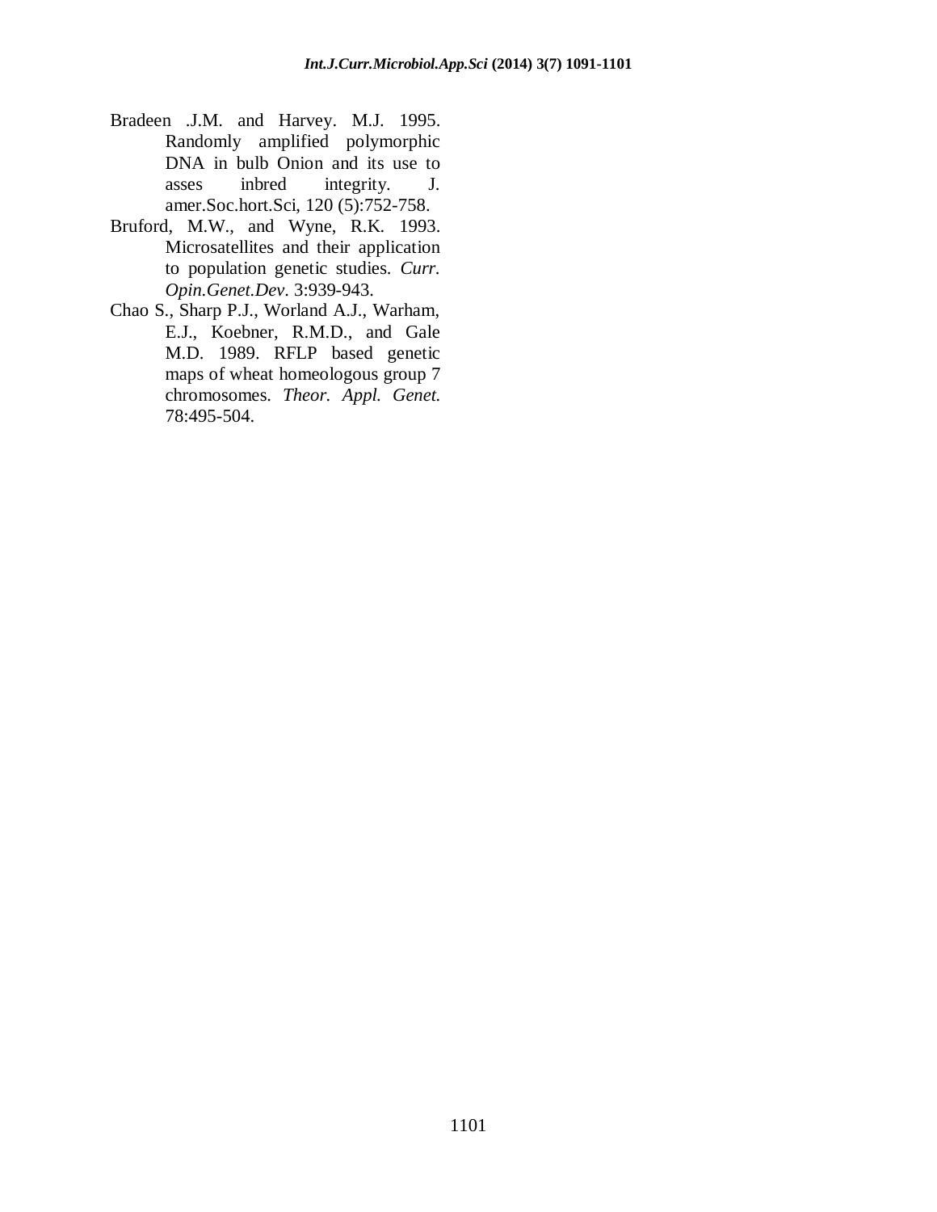Bradeen .J.M. and Harvey. M.J. 1995. Randomly amplified polymorphic DNA in bulb Onion and its use to asses inbred integrity. J. amer.Soc.hort.Sci, 120 (5):752-758.

Bruford, M.W., and Wyne, R.K. 1993. Microsatellites and their application to population genetic studies. *Curr. Opin.Genet.Dev*. 3:939-943.

Chao S., Sharp P.J., Worland A.J., Warham, E.J., Koebner, R.M.D., and Gale M.D. 1989. RFLP based genetic maps of wheat homeologous group 7 chromosomes. *Theor. Appl. Genet.* 78:495-504.